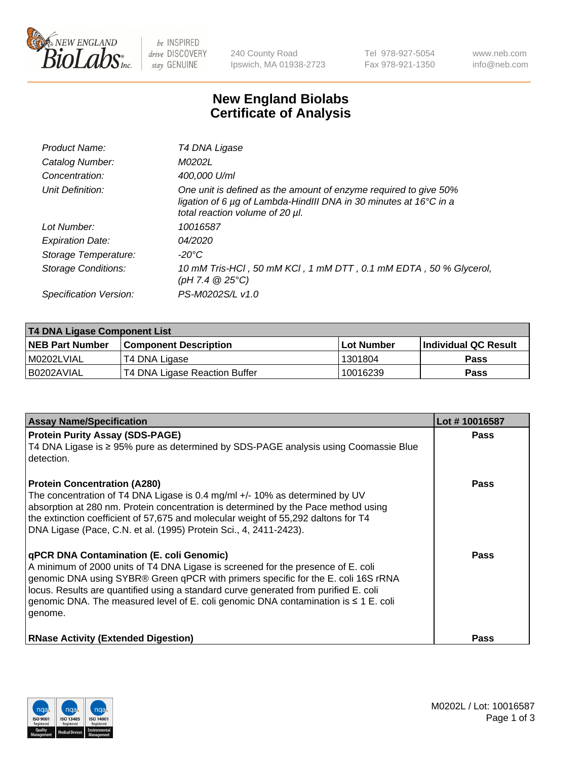# New England Biolabs Certificate of Analysis

| | |
|---|---|
| Product Name: | *T4 DNA Ligase* |
| Catalog Number: | *M0202L* |
| Concentration: | *400,000 U/ml* |
| Unit Definition: | *One unit is defined as the amount of enzyme required to give 50% ligation of 6 µg of Lambda-HindIII DNA in 30 minutes at 16°C in a total reaction volume of 20 µl.* |
| Lot Number: | *10016587* |
| Expiration Date: | *04/2020* |
| Storage Temperature: | *-20°C* |
| Storage Conditions: | *10 mM Tris-HCl , 50 mM KCl , 1 mM DTT , 0.1 mM EDTA , 50 % Glycerol, (pH 7.4 @ 25°C)* |
| Specification Version: | *PS-M0202S/L v1.0* |

**T4 DNA Ligase Component List**

| NEB Part Number | Component Description | Lot Number | Individual QC Result |
|---|---|---|---|
| M0202LVIAL | T4 DNA Ligase | 1301804 | Pass |
| B0202AVIAL | T4 DNA Ligase Reaction Buffer | 10016239 | Pass |

| Assay Name/Specification | Lot # 10016587 |
|---|---|
| **Protein Purity Assay (SDS-PAGE)** T4 DNA Ligase is ≥ 95% pure as determined by SDS-PAGE analysis using Coomassie Blue detection. | Pass |
| **Protein Concentration (A280)** The concentration of T4 DNA Ligase is 0.4 mg/ml +/- 10% as determined by UV absorption at 280 nm. Protein concentration is determined by the Pace method using the extinction coefficient of 57,675 and molecular weight of 55,292 daltons for T4 DNA Ligase (Pace, C.N. et al. (1995) Protein Sci., 4, 2411-2423). | Pass |
| **qPCR DNA Contamination (E. coli Genomic)** A minimum of 2000 units of T4 DNA Ligase is screened for the presence of E. coli genomic DNA using SYBR® Green qPCR with primers specific for the E. coli 16S rRNA locus. Results are quantified using a standard curve generated from purified E. coli genomic DNA. The measured level of E. coli genomic DNA contamination is ≤ 1 E. coli genome. | Pass |
| **RNase Activity (Extended Digestion)** | Pass |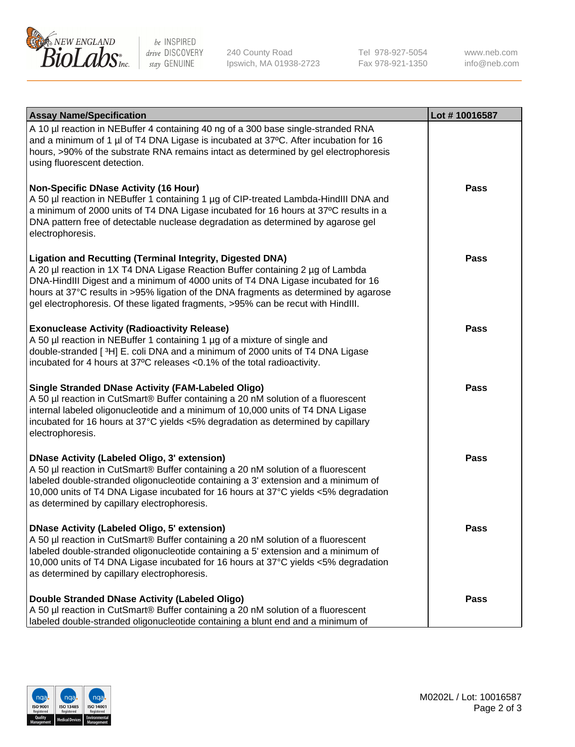| Assay Name/Specification | Lot # 10016587 |
| --- | --- |
| A 10 µl reaction in NEBuffer 4 containing 40 ng of a 300 base single-stranded RNA and a minimum of 1 µl of T4 DNA Ligase is incubated at 37ºC. After incubation for 16 hours, >90% of the substrate RNA remains intact as determined by gel electrophoresis using fluorescent detection. | |
| **Non-Specific DNase Activity (16 Hour)**<br>A 50 µl reaction in NEBuffer 1 containing 1 µg of CIP-treated Lambda-HindIII DNA and a minimum of 2000 units of T4 DNA Ligase incubated for 16 hours at 37ºC results in a DNA pattern free of detectable nuclease degradation as determined by agarose gel electrophoresis. | Pass |
| **Ligation and Recutting (Terminal Integrity, Digested DNA)**<br>A 20 µl reaction in 1X T4 DNA Ligase Reaction Buffer containing 2 µg of Lambda DNA-HindIII Digest and a minimum of 4000 units of T4 DNA Ligase incubated for 16 hours at 37°C results in >95% ligation of the DNA fragments as determined by agarose gel electrophoresis. Of these ligated fragments, >95% can be recut with HindIII. | Pass |
| **Exonuclease Activity (Radioactivity Release)**<br>A 50 µl reaction in NEBuffer 1 containing 1 µg of a mixture of single and double-stranded [ $^{3}$H] E. coli DNA and a minimum of 2000 units of T4 DNA Ligase incubated for 4 hours at 37ºC releases <0.1% of the total radioactivity. | Pass |
| **Single Stranded DNase Activity (FAM-Labeled Oligo)**<br>A 50 µl reaction in CutSmart® Buffer containing a 20 nM solution of a fluorescent internal labeled oligonucleotide and a minimum of 10,000 units of T4 DNA Ligase incubated for 16 hours at 37°C yields <5% degradation as determined by capillary electrophoresis. | Pass |
| **DNase Activity (Labeled Oligo, 3' extension)**<br>A 50 µl reaction in CutSmart® Buffer containing a 20 nM solution of a fluorescent labeled double-stranded oligonucleotide containing a 3' extension and a minimum of 10,000 units of T4 DNA Ligase incubated for 16 hours at 37°C yields <5% degradation as determined by capillary electrophoresis. | Pass |
| **DNase Activity (Labeled Oligo, 5' extension)**<br>A 50 µl reaction in CutSmart® Buffer containing a 20 nM solution of a fluorescent labeled double-stranded oligonucleotide containing a 5' extension and a minimum of 10,000 units of T4 DNA Ligase incubated for 16 hours at 37°C yields <5% degradation as determined by capillary electrophoresis. | Pass |
| **Double Stranded DNase Activity (Labeled Oligo)**<br>A 50 µl reaction in CutSmart® Buffer containing a 20 nM solution of a fluorescent labeled double-stranded oligonucleotide containing a blunt end and a minimum of | Pass |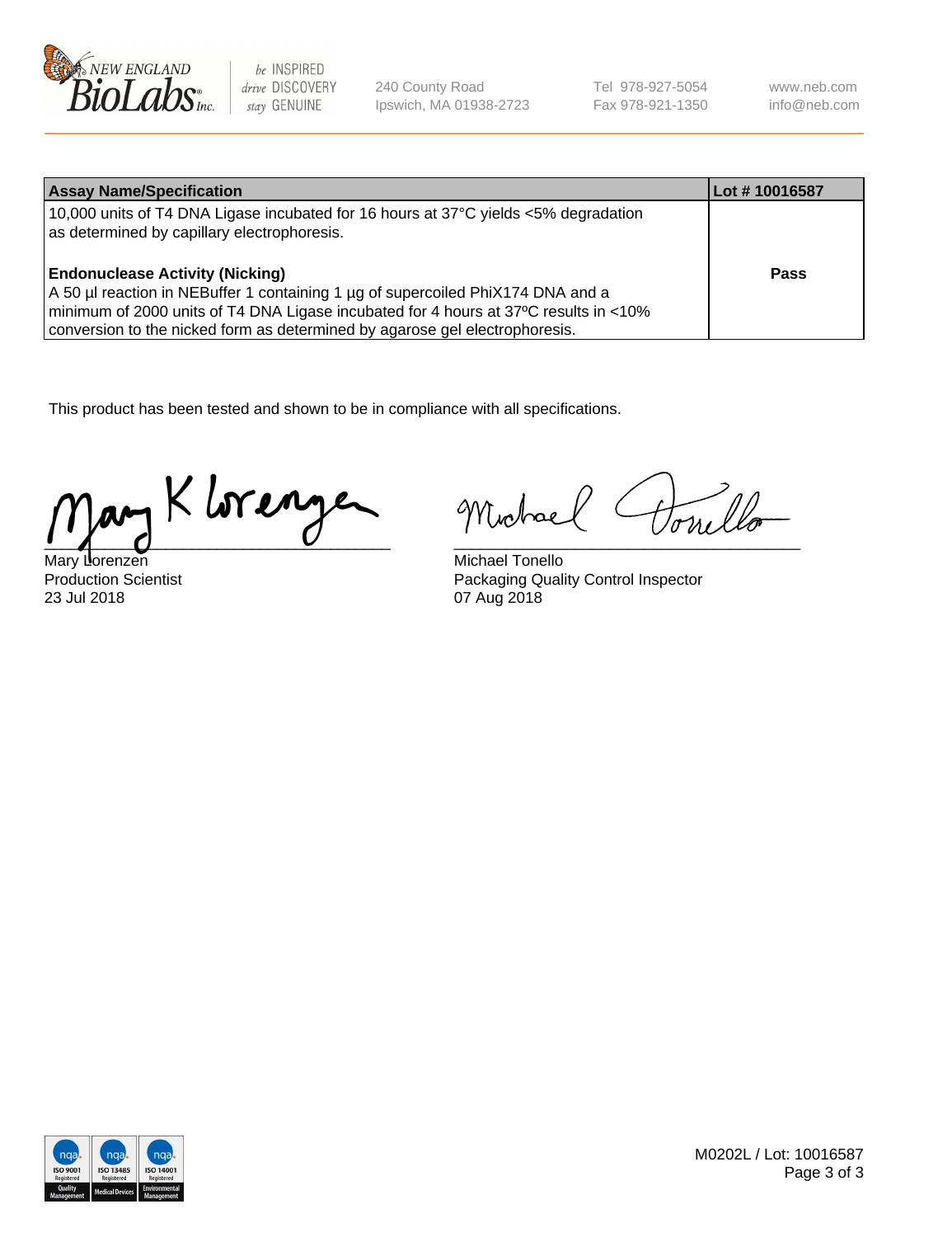New England BioLabs Inc. — be INSPIRED, drive DISCOVERY, stay GENUINE

240 County Road
Ipswich, MA 01938-2723

Tel 978-927-5054
Fax 978-921-1350

www.neb.com
info@neb.com

| Assay Name/Specification | Lot # 10016587 |
|---|---|
| 10,000 units of T4 DNA Ligase incubated for 16 hours at 37°C yields <5% degradation as determined by capillary electrophoresis. | |
| **Endonuclease Activity (Nicking)**<br>A 50 µl reaction in NEBuffer 1 containing 1 µg of supercoiled PhiX174 DNA and a minimum of 2000 units of T4 DNA Ligase incubated for 4 hours at 37ºC results in <10% conversion to the nicked form as determined by agarose gel electrophoresis. | **Pass** |

This product has been tested and shown to be in compliance with all specifications.

Mary Lorenzen
Production Scientist
23 Jul 2018

Michael Tonello
Packaging Quality Control Inspector
07 Aug 2018

ISO 9001 Registered Quality Management | ISO 13485 Registered Medical Devices | ISO 14001 Registered Environmental Management

M0202L / Lot: 10016587